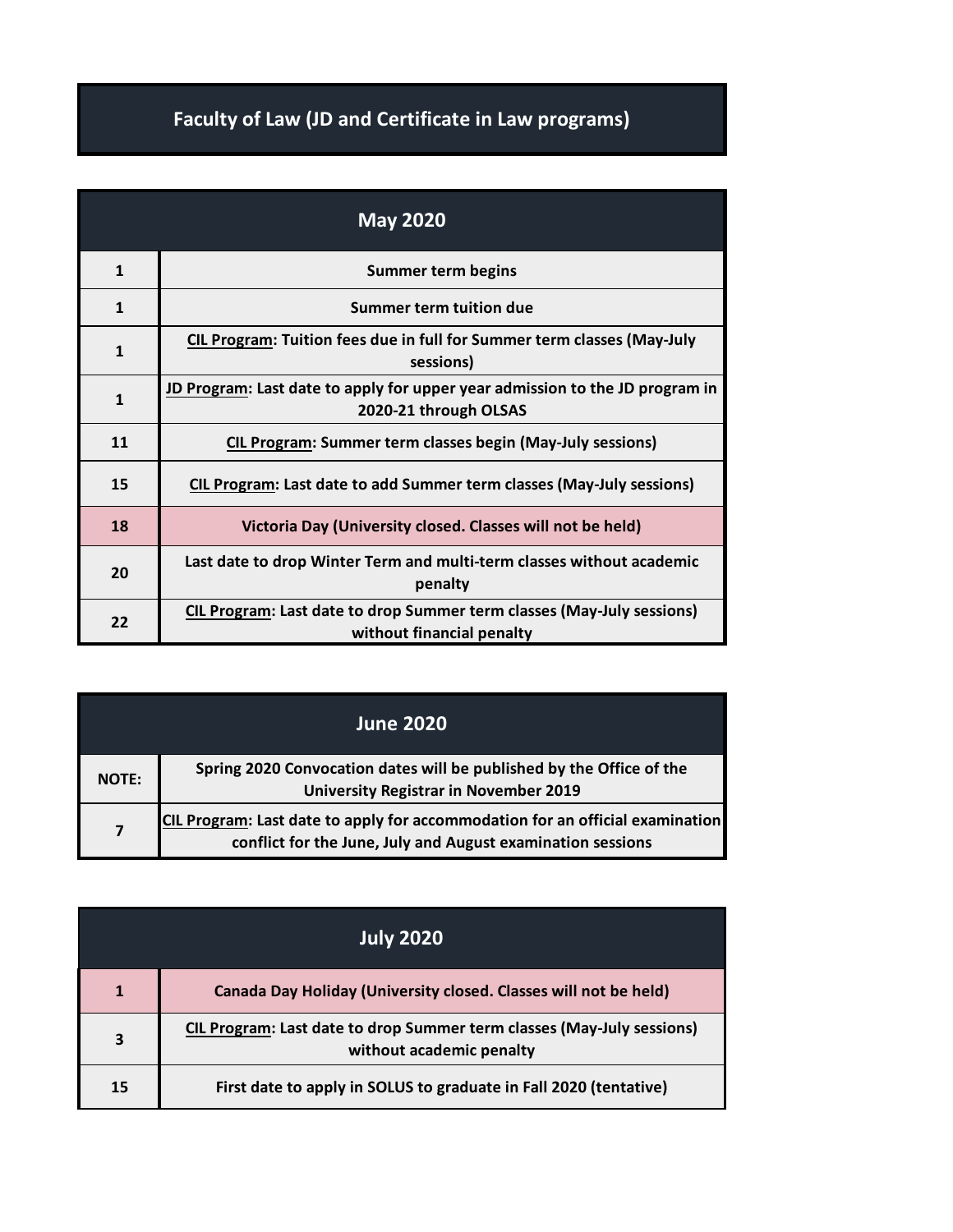# Faculty of Law (JD and Certificate in Law programs)

| May 2020 | |
|---|---|
| 1 | Summer term begins |
| 1 | Summer term tuition due |
| 1 | CIL Program: Tuition fees due in full for Summer term classes (May-July sessions) |
| 1 | JD Program: Last date to apply for upper year admission to the JD program in 2020-21 through OLSAS |
| 11 | CIL Program: Summer term classes begin (May-July sessions) |
| 15 | CIL Program: Last date to add Summer term classes (May-July sessions) |
| 18 | Victoria Day (University closed. Classes will not be held) |
| 20 | Last date to drop Winter Term and multi-term classes without academic penalty |
| 22 | CIL Program: Last date to drop Summer term classes (May-July sessions) without financial penalty |

| June 2020 | |
|---|---|
| NOTE: | Spring 2020 Convocation dates will be published by the Office of the University Registrar in November 2019 |
| 7 | CIL Program: Last date to apply for accommodation for an official examination conflict for the June, July and August examination sessions |

| July 2020 | |
|---|---|
| 1 | Canada Day Holiday (University closed. Classes will not be held) |
| 3 | CIL Program: Last date to drop Summer term classes (May-July sessions) without academic penalty |
| 15 | First date to apply in SOLUS to graduate in Fall 2020 (tentative) |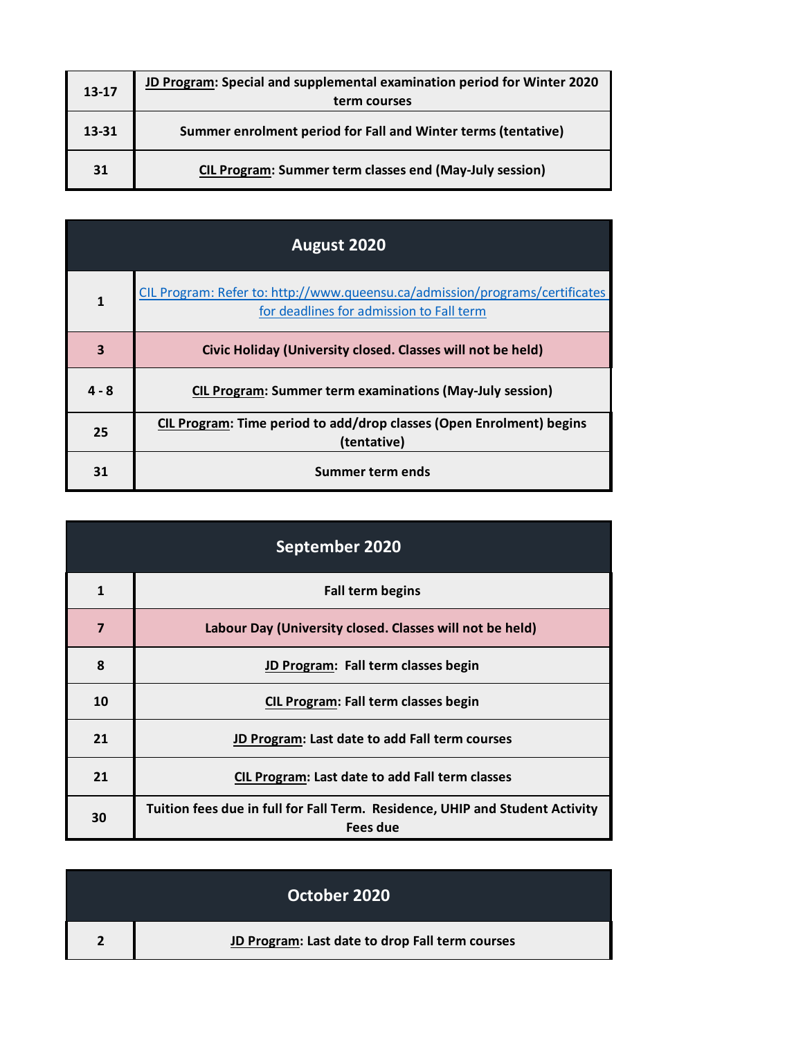| | |
|---|---|
| 13-17 | **JD Program: Special and supplemental examination period for Winter 2020 term courses** |
| 13-31 | **Summer enrolment period for Fall and Winter terms (tentative)** |
| 31 | **CIL Program: Summer term classes end (May-July session)** |

| August 2020 | |
|---|---|
| 1 | CIL Program: Refer to: http://www.queensu.ca/admission/programs/certificates for deadlines for admission to Fall term |
| 3 | **Civic Holiday (University closed. Classes will not be held)** |
| 4 - 8 | **CIL Program: Summer term examinations (May-July session)** |
| 25 | **CIL Program: Time period to add/drop classes (Open Enrolment) begins (tentative)** |
| 31 | **Summer term ends** |

| September 2020 | |
|---|---|
| 1 | **Fall term begins** |
| 7 | **Labour Day (University closed. Classes will not be held)** |
| 8 | **JD Program: Fall term classes begin** |
| 10 | **CIL Program: Fall term classes begin** |
| 21 | **JD Program: Last date to add Fall term courses** |
| 21 | **CIL Program: Last date to add Fall term classes** |
| 30 | **Tuition fees due in full for Fall Term. Residence, UHIP and Student Activity Fees due** |

| October 2020 | |
|---|---|
| 2 | **JD Program: Last date to drop Fall term courses** |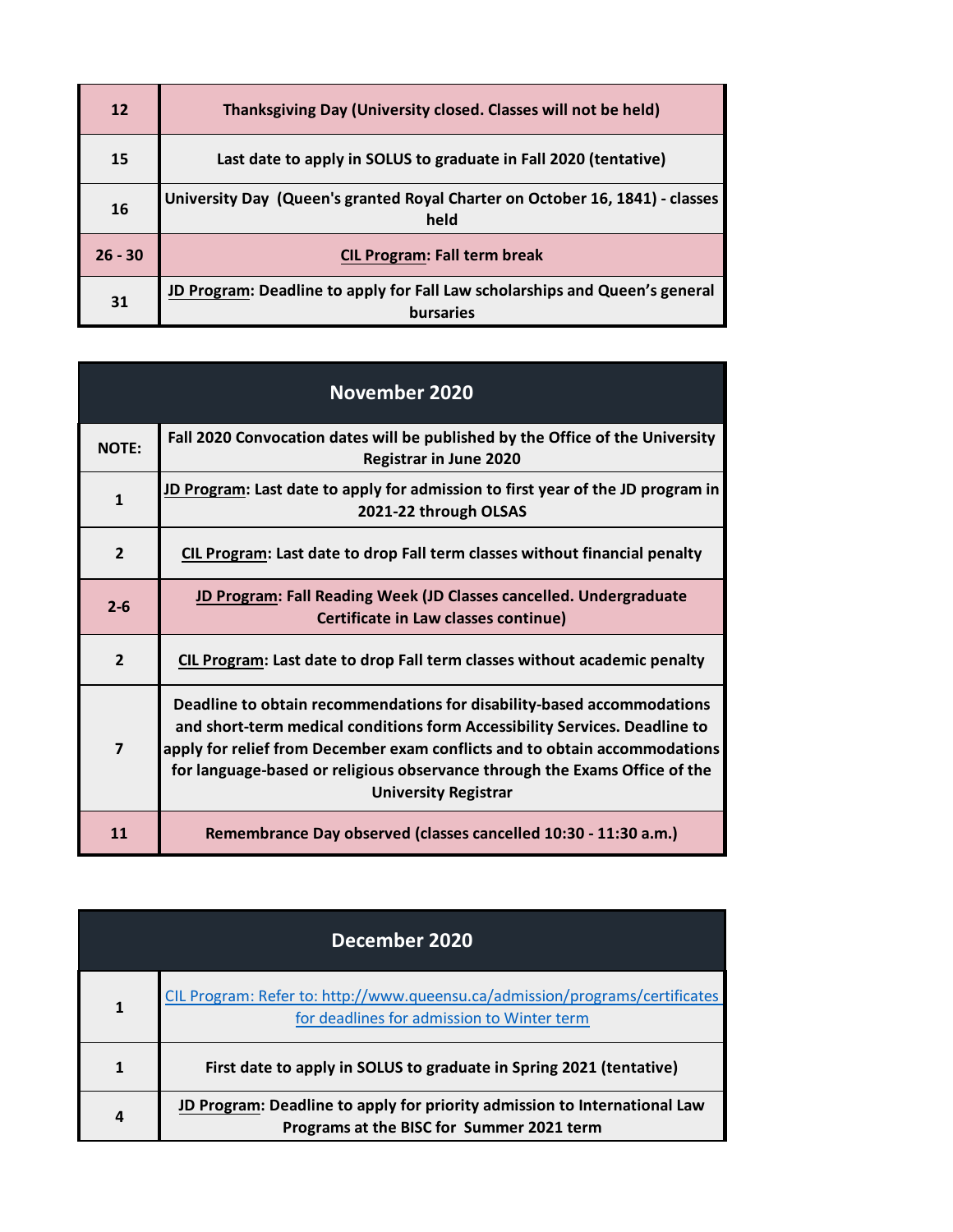| | |
|---|---|
| 12 | Thanksgiving Day (University closed. Classes will not be held) |
| 15 | Last date to apply in SOLUS to graduate in Fall 2020 (tentative) |
| 16 | University Day (Queen's granted Royal Charter on October 16, 1841) - classes held |
| 26 - 30 | CIL Program: Fall term break |
| 31 | JD Program: Deadline to apply for Fall Law scholarships and Queen's general bursaries |

| November 2020 | |
|---|---|
| NOTE: | Fall 2020 Convocation dates will be published by the Office of the University Registrar in June 2020 |
| 1 | JD Program: Last date to apply for admission to first year of the JD program in 2021-22 through OLSAS |
| 2 | CIL Program: Last date to drop Fall term classes without financial penalty |
| 2-6 | JD Program: Fall Reading Week (JD Classes cancelled. Undergraduate Certificate in Law classes continue) |
| 2 | CIL Program: Last date to drop Fall term classes without academic penalty |
| 7 | Deadline to obtain recommendations for disability-based accommodations and short-term medical conditions form Accessibility Services. Deadline to apply for relief from December exam conflicts and to obtain accommodations for language-based or religious observance through the Exams Office of the University Registrar |
| 11 | Remembrance Day observed (classes cancelled 10:30 - 11:30 a.m.) |

| December 2020 | |
|---|---|
| 1 | CIL Program: Refer to: http://www.queensu.ca/admission/programs/certificates for deadlines for admission to Winter term |
| 1 | First date to apply in SOLUS to graduate in Spring 2021 (tentative) |
| 4 | JD Program: Deadline to apply for priority admission to International Law Programs at the BISC for Summer 2021 term |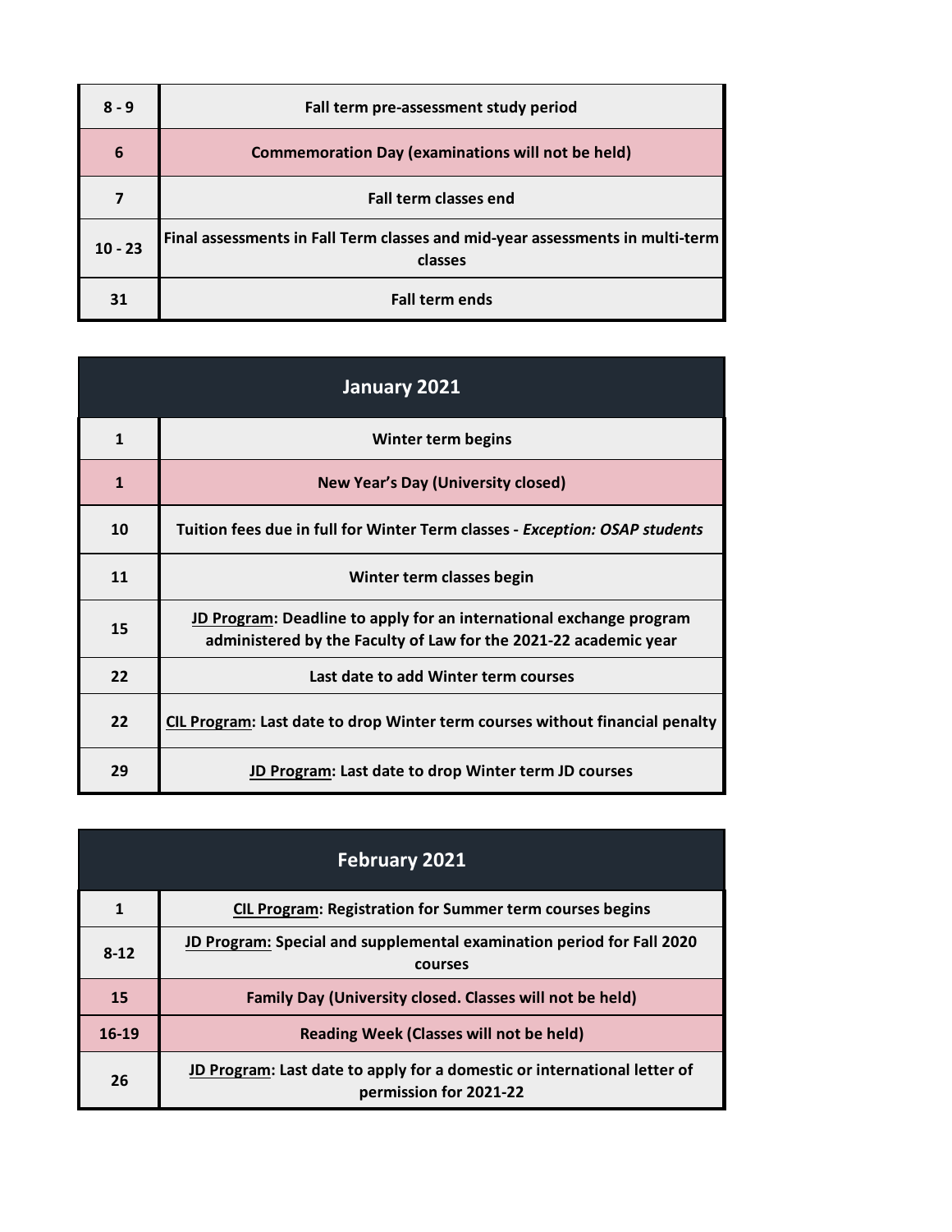| | |
|---|---|
| 8 - 9 | **Fall term pre-assessment study period** |
| 6 | **Commemoration Day (examinations will not be held)** |
| 7 | **Fall term classes end** |
| 10 - 23 | **Final assessments in Fall Term classes and mid-year assessments in multi-term classes** |
| 31 | **Fall term ends** |

## January 2021

| | |
|---|---|
| 1 | **Winter term begins** |
| 1 | **New Year's Day (University closed)** |
| 10 | **Tuition fees due in full for Winter Term classes - *Exception: OSAP students*** |
| 11 | **Winter term classes begin** |
| 15 | **JD Program: Deadline to apply for an international exchange program administered by the Faculty of Law for the 2021-22 academic year** |
| 22 | **Last date to add Winter term courses** |
| 22 | **CIL Program: Last date to drop Winter term courses without financial penalty** |
| 29 | **JD Program: Last date to drop Winter term JD courses** |

## February 2021

| | |
|---|---|
| 1 | **CIL Program: Registration for Summer term courses begins** |
| 8-12 | **JD Program: Special and supplemental examination period for Fall 2020 courses** |
| 15 | **Family Day (University closed. Classes will not be held)** |
| 16-19 | **Reading Week (Classes will not be held)** |
| 26 | **JD Program: Last date to apply for a domestic or international letter of permission for 2021-22** |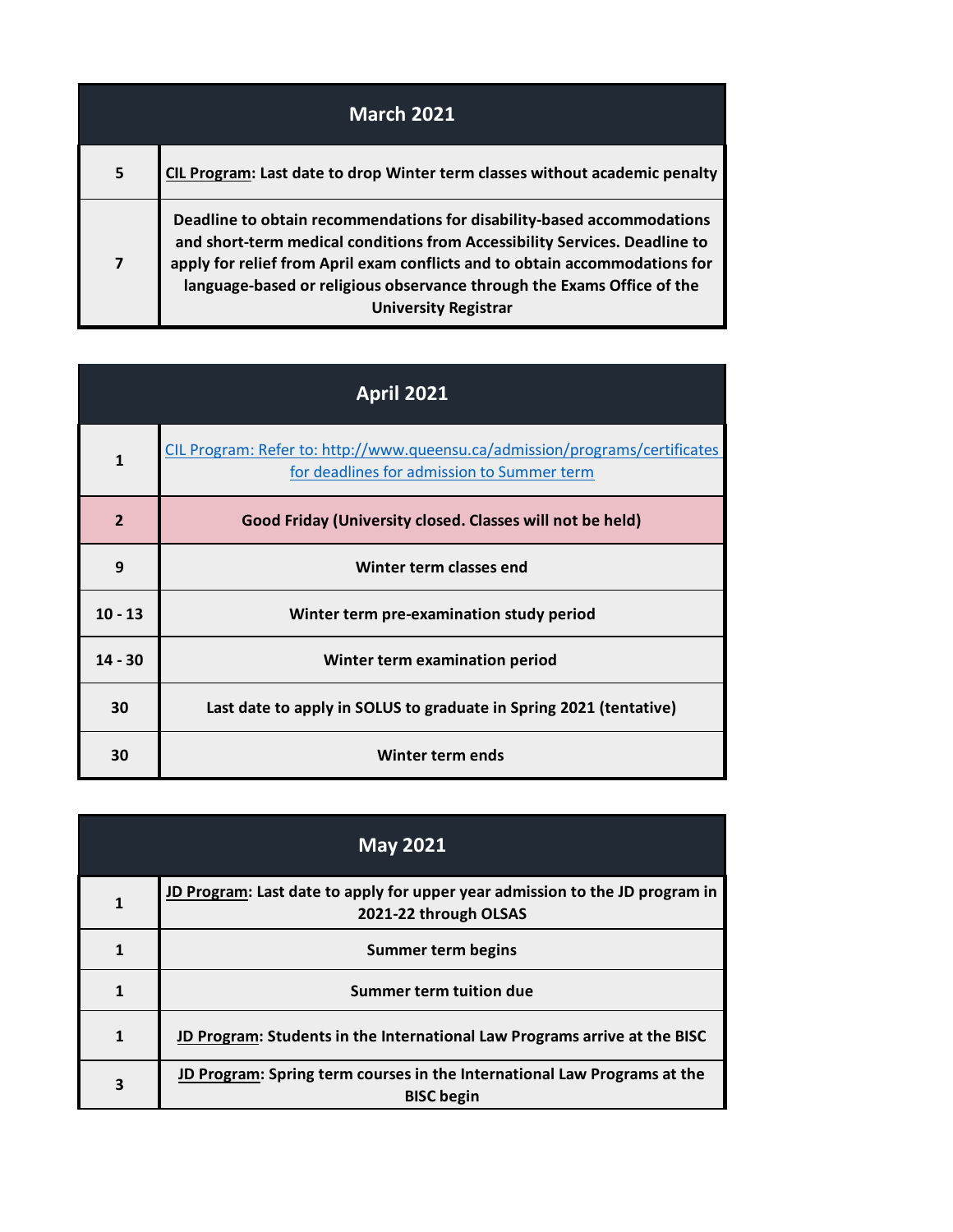| March 2021 | |
|---|---|
| 5 | **CIL Program**: Last date to drop Winter term classes without academic penalty |
| 7 | Deadline to obtain recommendations for disability-based accommodations and short-term medical conditions from Accessibility Services. Deadline to apply for relief from April exam conflicts and to obtain accommodations for language-based or religious observance through the Exams Office of the University Registrar |

| April 2021 | |
|---|---|
| 1 | [CIL Program: Refer to: http://www.queensu.ca/admission/programs/certificates for deadlines for admission to Summer term](http://www.queensu.ca/admission/programs/certificates) |
| 2 | Good Friday (University closed. Classes will not be held) |
| 9 | Winter term classes end |
| 10 - 13 | Winter term pre-examination study period |
| 14 - 30 | Winter term examination period |
| 30 | Last date to apply in SOLUS to graduate in Spring 2021 (tentative) |
| 30 | Winter term ends |

| May 2021 | |
|---|---|
| 1 | **JD Program**: Last date to apply for upper year admission to the JD program in 2021-22 through OLSAS |
| 1 | Summer term begins |
| 1 | Summer term tuition due |
| 1 | **JD Program**: Students in the International Law Programs arrive at the BISC |
| 3 | **JD Program**: Spring term courses in the International Law Programs at the BISC begin |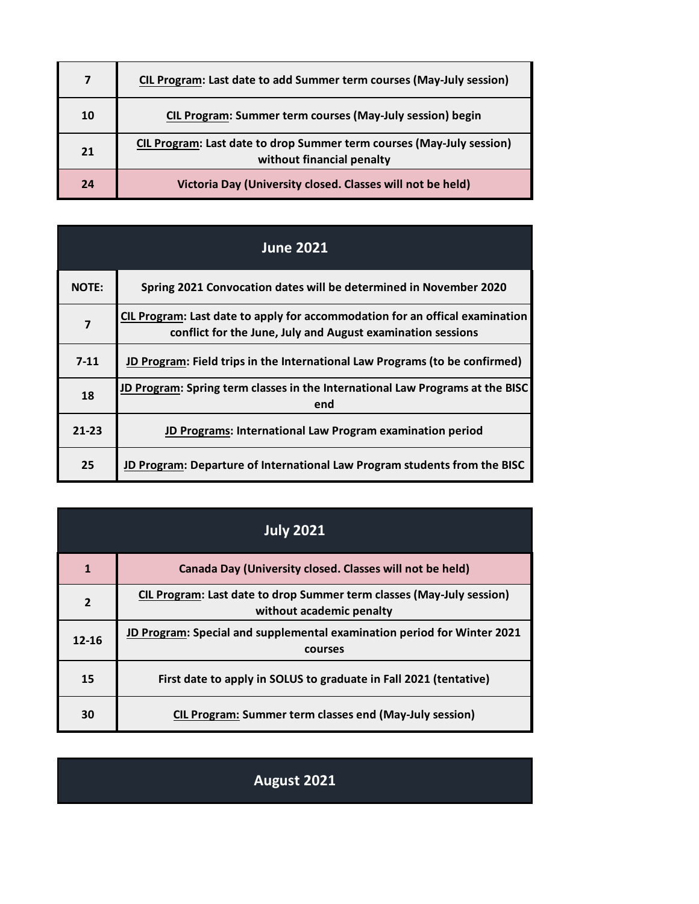| | |
|---|---|
| 7 | **CIL Program: Last date to add Summer term courses (May-July session)** |
| 10 | **CIL Program: Summer term courses (May-July session) begin** |
| 21 | **CIL Program: Last date to drop Summer term courses (May-July session) without financial penalty** |
| 24 | **Victoria Day (University closed. Classes will not be held)** |

## June 2021

| | |
|---|---|
| NOTE: | **Spring 2021 Convocation dates will be determined in November 2020** |
| 7 | **CIL Program: Last date to apply for accommodation for an offical examination conflict for the June, July and August examination sessions** |
| 7-11 | **JD Program: Field trips in the International Law Programs (to be confirmed)** |
| 18 | **JD Program: Spring term classes in the International Law Programs at the BISC end** |
| 21-23 | **JD Programs: International Law Program examination period** |
| 25 | **JD Program: Departure of International Law Program students from the BISC** |

## July 2021

| | |
|---|---|
| 1 | **Canada Day (University closed. Classes will not be held)** |
| 2 | **CIL Program: Last date to drop Summer term classes (May-July session) without academic penalty** |
| 12-16 | **JD Program: Special and supplemental examination period for Winter 2021 courses** |
| 15 | **First date to apply in SOLUS to graduate in Fall 2021 (tentative)** |
| 30 | **CIL Program: Summer term classes end (May-July session)** |

## August 2021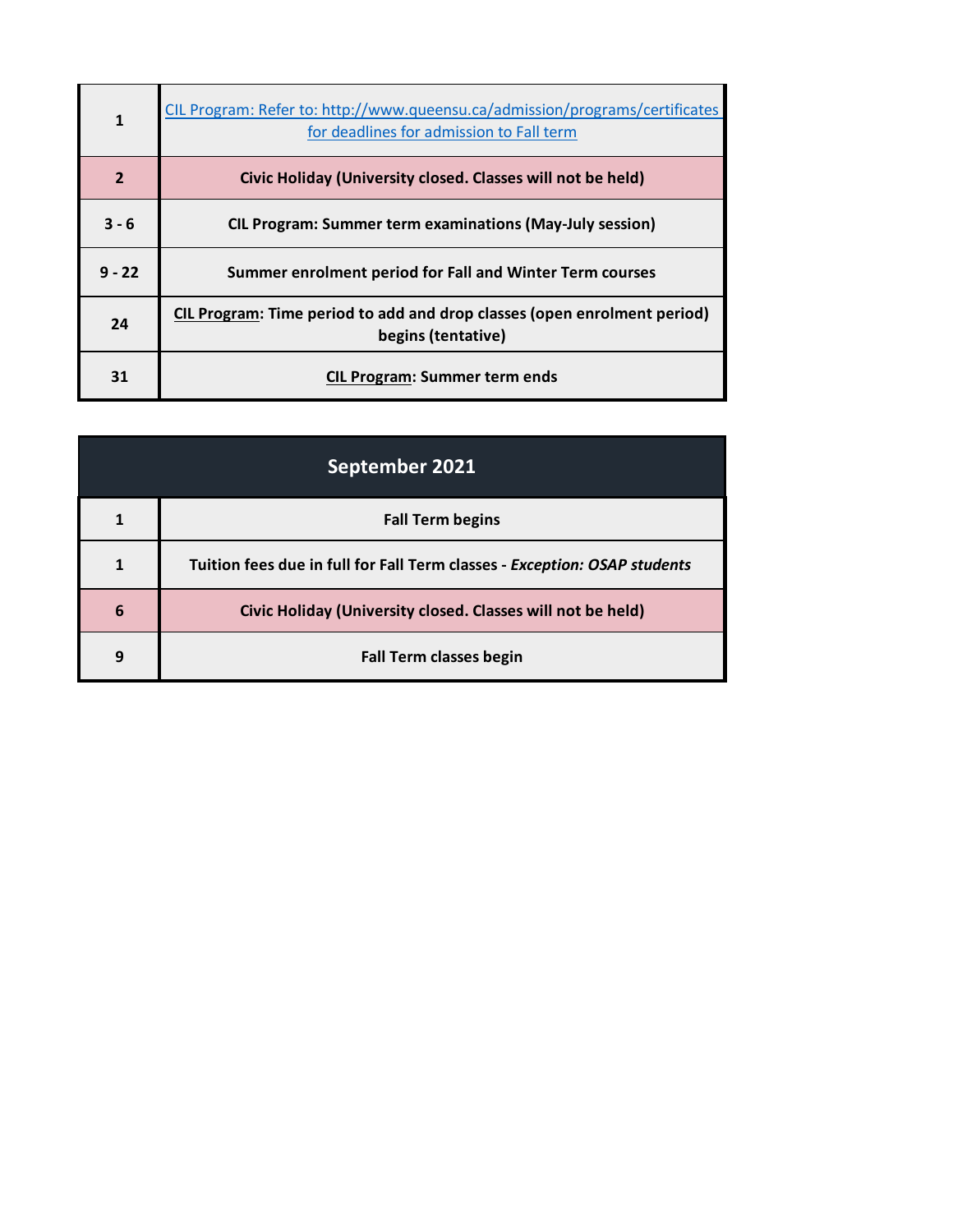| | |
|---|---|
| **1** | CIL Program: Refer to: http://www.queensu.ca/admission/programs/certificates for deadlines for admission to Fall term |
| **2** | **Civic Holiday (University closed. Classes will not be held)** |
| **3 - 6** | **CIL Program: Summer term examinations (May-July session)** |
| **9 - 22** | **Summer enrolment period for Fall and Winter Term courses** |
| **24** | **CIL Program: Time period to add and drop classes (open enrolment period) begins (tentative)** |
| **31** | **CIL Program: Summer term ends** |

| September 2021 | |
|---|---|
| **1** | **Fall Term begins** |
| **1** | **Tuition fees due in full for Fall Term classes - *Exception: OSAP students*** |
| **6** | **Civic Holiday (University closed. Classes will not be held)** |
| **9** | **Fall Term classes begin** |